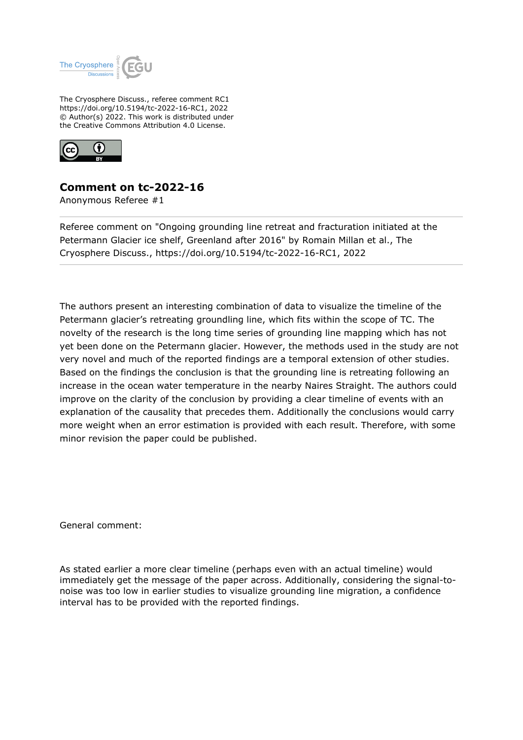The Cryosphere Discuss., referee comment RC1
https://doi.org/10.5194/tc-2022-16-RC1, 2022
© Author(s) 2022. This work is distributed under
the Creative Commons Attribution 4.0 License.

## Comment on tc-2022-16

Anonymous Referee #1

Referee comment on "Ongoing grounding line retreat and fracturation initiated at the Petermann Glacier ice shelf, Greenland after 2016" by Romain Millan et al., The Cryosphere Discuss., https://doi.org/10.5194/tc-2022-16-RC1, 2022

The authors present an interesting combination of data to visualize the timeline of the Petermann glacier's retreating groundling line, which fits within the scope of TC. The novelty of the research is the long time series of grounding line mapping which has not yet been done on the Petermann glacier. However, the methods used in the study are not very novel and much of the reported findings are a temporal extension of other studies. Based on the findings the conclusion is that the grounding line is retreating following an increase in the ocean water temperature in the nearby Naires Straight. The authors could improve on the clarity of the conclusion by providing a clear timeline of events with an explanation of the causality that precedes them. Additionally the conclusions would carry more weight when an error estimation is provided with each result. Therefore, with some minor revision the paper could be published.

General comment:

As stated earlier a more clear timeline (perhaps even with an actual timeline) would immediately get the message of the paper across. Additionally, considering the signal-to-noise was too low in earlier studies to visualize grounding line migration, a confidence interval has to be provided with the reported findings.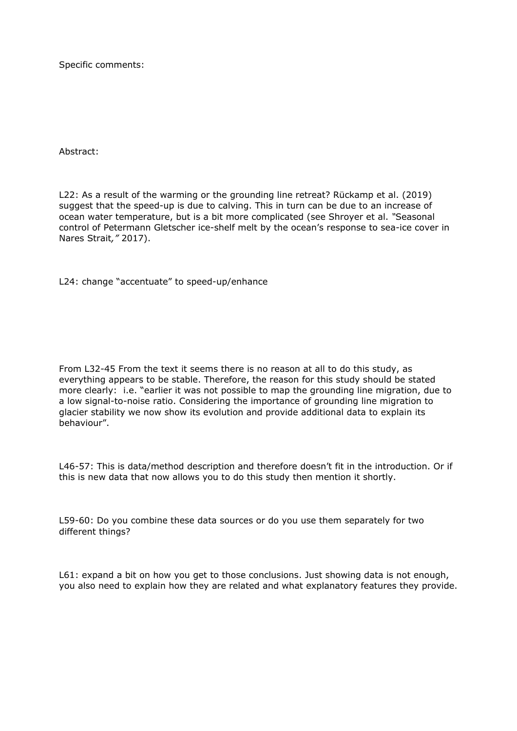Specific comments:

Abstract:

L22: As a result of the warming or the grounding line retreat? Rückamp et al. (2019) suggest that the speed-up is due to calving. This in turn can be due to an increase of ocean water temperature, but is a bit more complicated (see Shroyer et al. *"Seasonal control of Petermann Gletscher ice-shelf melt by the ocean's response to sea-ice cover in Nares Strait,"* 2017).

L24: change "accentuate" to speed-up/enhance

From L32-45 From the text it seems there is no reason at all to do this study, as everything appears to be stable. Therefore, the reason for this study should be stated more clearly: i.e. "earlier it was not possible to map the grounding line migration, due to a low signal-to-noise ratio. Considering the importance of grounding line migration to glacier stability we now show its evolution and provide additional data to explain its behaviour".

L46-57: This is data/method description and therefore doesn't fit in the introduction. Or if this is new data that now allows you to do this study then mention it shortly.

L59-60: Do you combine these data sources or do you use them separately for two different things?

L61: expand a bit on how you get to those conclusions. Just showing data is not enough, you also need to explain how they are related and what explanatory features they provide.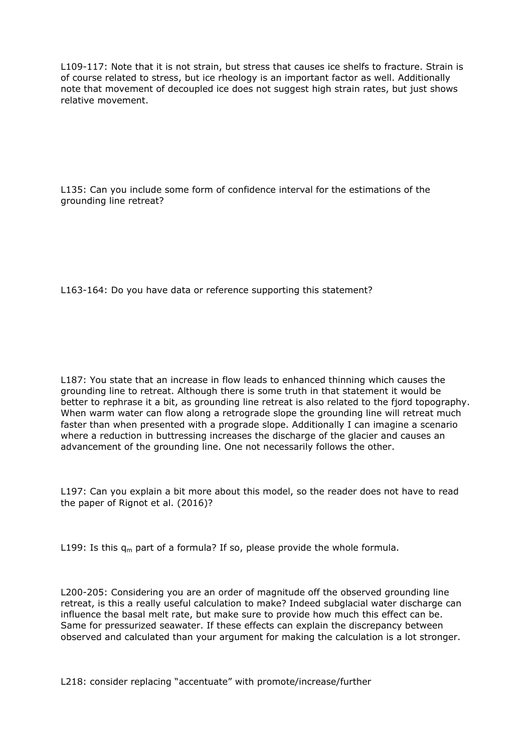L109-117: Note that it is not strain, but stress that causes ice shelfs to fracture. Strain is of course related to stress, but ice rheology is an important factor as well. Additionally note that movement of decoupled ice does not suggest high strain rates, but just shows relative movement.

L135: Can you include some form of confidence interval for the estimations of the grounding line retreat?

L163-164: Do you have data or reference supporting this statement?

L187: You state that an increase in flow leads to enhanced thinning which causes the grounding line to retreat. Although there is some truth in that statement it would be better to rephrase it a bit, as grounding line retreat is also related to the fjord topography. When warm water can flow along a retrograde slope the grounding line will retreat much faster than when presented with a prograde slope. Additionally I can imagine a scenario where a reduction in buttressing increases the discharge of the glacier and causes an advancement of the grounding line. One not necessarily follows the other.

L197: Can you explain a bit more about this model, so the reader does not have to read the paper of Rignot et al. (2016)?

L199: Is this $q_m$ part of a formula? If so, please provide the whole formula.

L200-205: Considering you are an order of magnitude off the observed grounding line retreat, is this a really useful calculation to make? Indeed subglacial water discharge can influence the basal melt rate, but make sure to provide how much this effect can be. Same for pressurized seawater. If these effects can explain the discrepancy between observed and calculated than your argument for making the calculation is a lot stronger.

L218: consider replacing "accentuate" with promote/increase/further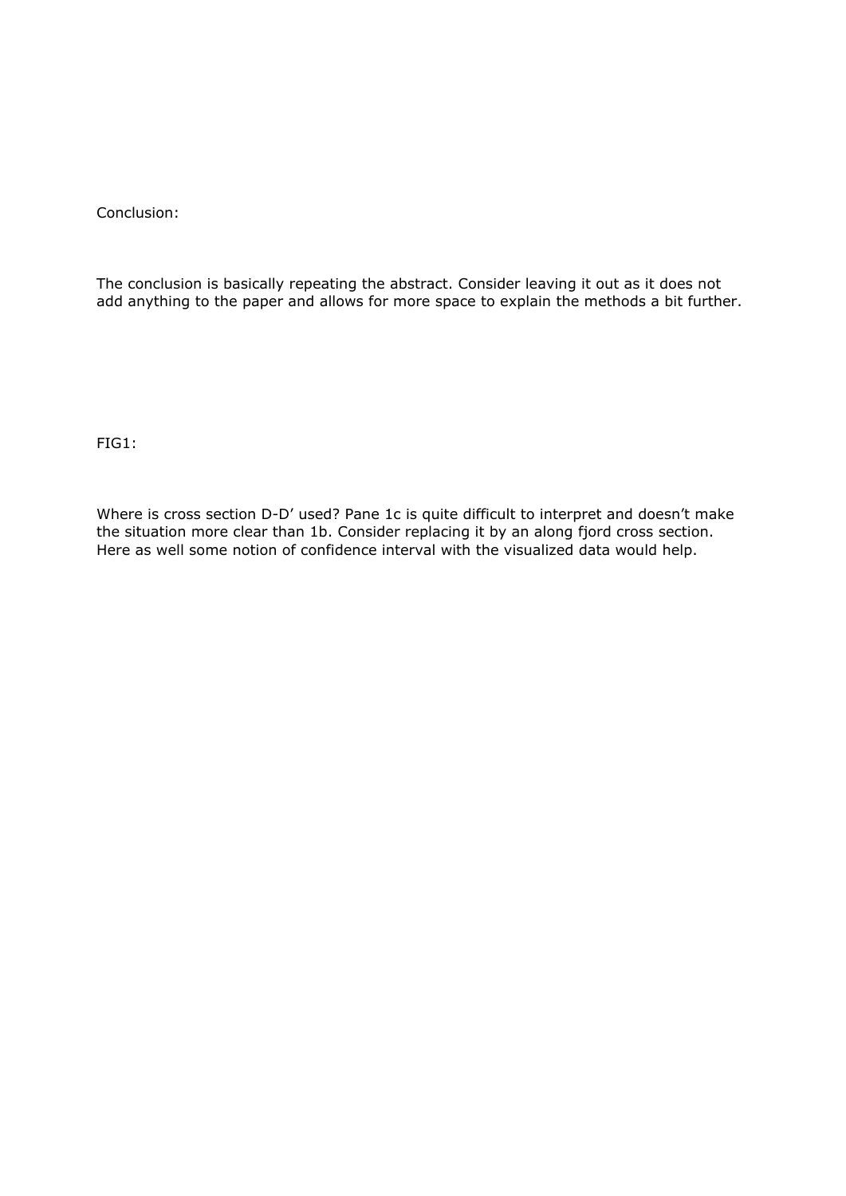Conclusion:

The conclusion is basically repeating the abstract. Consider leaving it out as it does not add anything to the paper and allows for more space to explain the methods a bit further.

FIG1:

Where is cross section D-D' used? Pane 1c is quite difficult to interpret and doesn't make the situation more clear than 1b. Consider replacing it by an along fjord cross section. Here as well some notion of confidence interval with the visualized data would help.